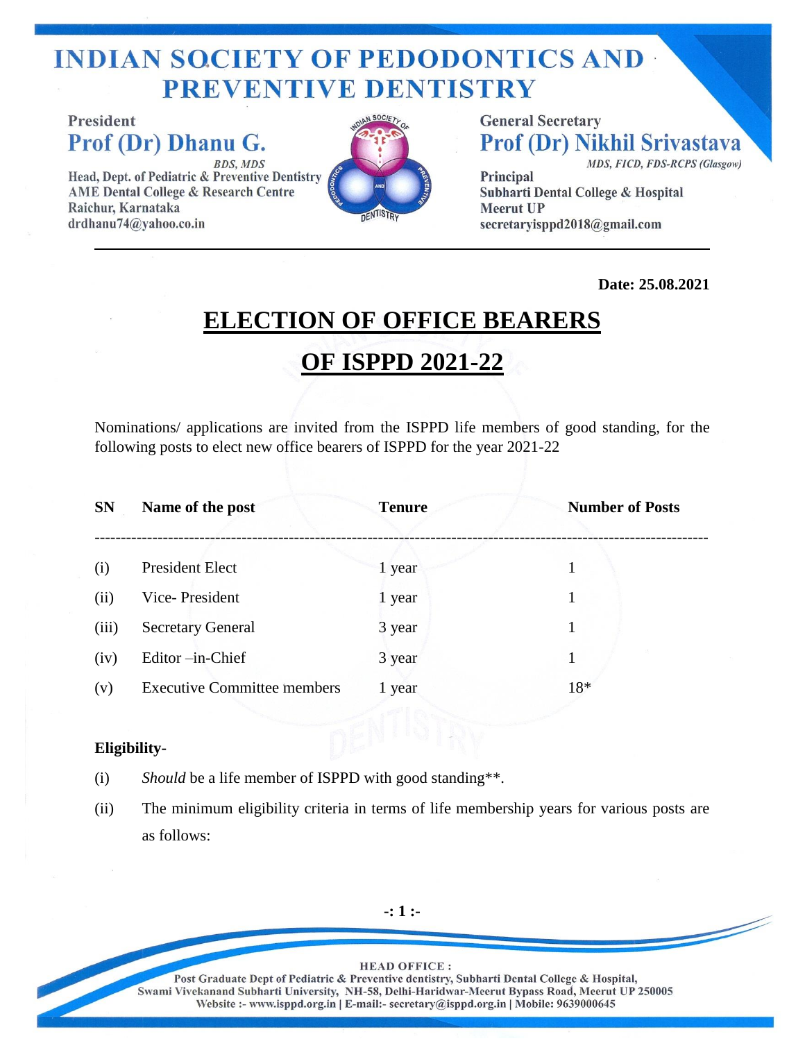# INDIAN SOCIETY OF PEDODONTICS AND PREVENTIVE DENTISTRY

**President**
**Prof (Dr) Dhanu G.**
*BDS, MDS*
Head, Dept. of Pediatric & Preventive Dentistry
AME Dental College & Research Centre
Raichur, Karnataka
drdhanu74@yahoo.co.in

**General Secretary**
**Prof (Dr) Nikhil Srivastava**
*MDS, FICD, FDS-RCPS (Glasgow)*
Principal
Subharti Dental College & Hospital
Meerut UP
secretaryisppd2018@gmail.com

**Date: 25.08.2021**

## ELECTION OF OFFICE BEARERS OF ISPPD 2021-22

Nominations/ applications are invited from the ISPPD life members of good standing, for the following posts to elect new office bearers of ISPPD for the year 2021-22

| SN | Name of the post | Tenure | Number of Posts |
|---|---|---|---|
| (i) | President Elect | 1 year | 1 |
| (ii) | Vice- President | 1 year | 1 |
| (iii) | Secretary General | 3 year | 1 |
| (iv) | Editor –in-Chief | 3 year | 1 |
| (v) | Executive Committee members | 1 year | 18* |

**Eligibility-**

(i) *Should* be a life member of ISPPD with good standing**.

(ii) The minimum eligibility criteria in terms of life membership years for various posts are as follows:

HEAD OFFICE :
Post Graduate Dept of Pediatric & Preventive dentistry, Subharti Dental College & Hospital,
Swami Vivekanand Subharti University, NH-58, Delhi-Haridwar-Meerut Bypass Road, Meerut UP 250005
Website :- www.isppd.org.in | E-mail:- secretary@isppd.org.in | Mobile: 9639000645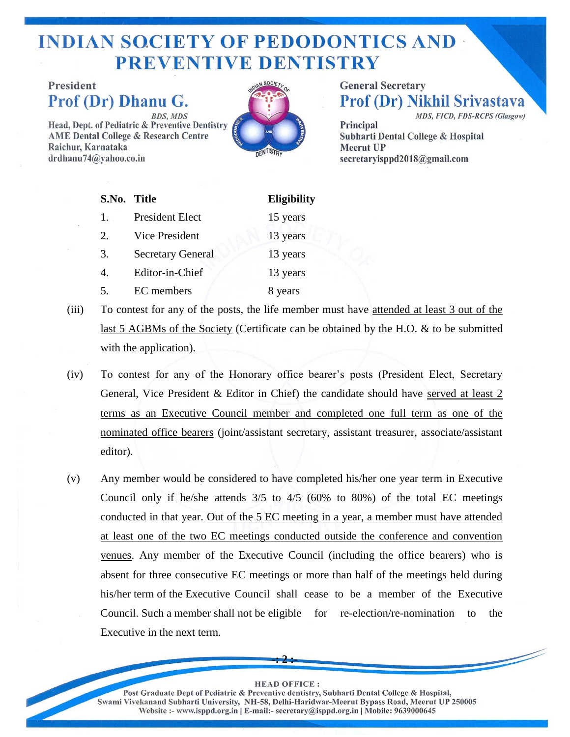| S.No. | Title | Eligibility |
|---|---|---|
| 1. | President Elect | 15 years |
| 2. | Vice President | 13 years |
| 3. | Secretary General | 13 years |
| 4. | Editor-in-Chief | 13 years |
| 5. | EC members | 8 years |

(iii) To contest for any of the posts, the life member must have attended at least 3 out of the last 5 AGBMs of the Society (Certificate can be obtained by the H.O. & to be submitted with the application).

(iv) To contest for any of the Honorary office bearer's posts (President Elect, Secretary General, Vice President & Editor in Chief) the candidate should have served at least 2 terms as an Executive Council member and completed one full term as one of the nominated office bearers (joint/assistant secretary, assistant treasurer, associate/assistant editor).

(v) Any member would be considered to have completed his/her one year term in Executive Council only if he/she attends 3/5 to 4/5 (60% to 80%) of the total EC meetings conducted in that year. Out of the 5 EC meeting in a year, a member must have attended at least one of the two EC meetings conducted outside the conference and convention venues. Any member of the Executive Council (including the office bearers) who is absent for three consecutive EC meetings or more than half of the meetings held during his/her term of the Executive Council shall cease to be a member of the Executive Council. Such a member shall not be eligible for re-election/re-nomination to the Executive in the next term.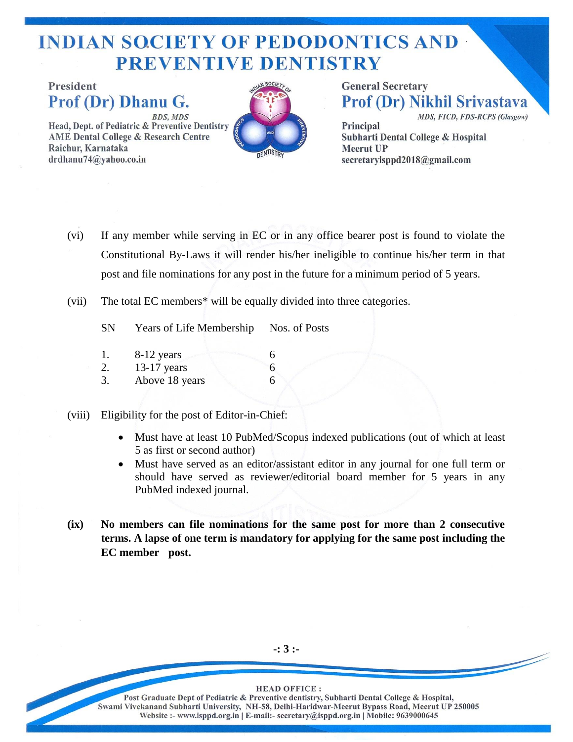(vi) If any member while serving in EC or in any office bearer post is found to violate the Constitutional By-Laws it will render his/her ineligible to continue his/her term in that post and file nominations for any post in the future for a minimum period of 5 years.

(vii) The total EC members* will be equally divided into three categories.

| SN | Years of Life Membership | Nos. of Posts |
|---|---|---|
| 1. | 8-12 years | 6 |
| 2. | 13-17 years | 6 |
| 3. | Above 18 years | 6 |

(viii) Eligibility for the post of Editor-in-Chief:

- Must have at least 10 PubMed/Scopus indexed publications (out of which at least 5 as first or second author)
- Must have served as an editor/assistant editor in any journal for one full term or should have served as reviewer/editorial board member for 5 years in any PubMed indexed journal.

**(ix) No members can file nominations for the same post for more than 2 consecutive terms. A lapse of one term is mandatory for applying for the same post including the EC member post.**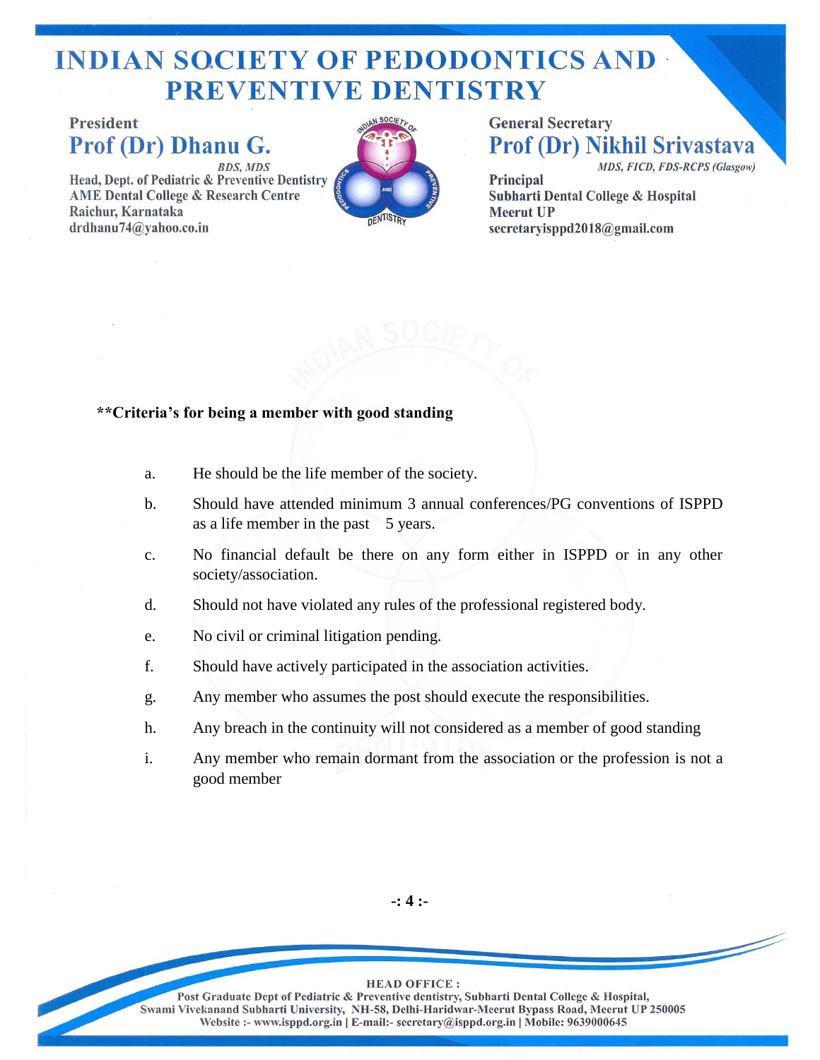**Criteria's for being a member with good standing

a. He should be the life member of the society.

b. Should have attended minimum 3 annual conferences/PG conventions of ISPPD as a life member in the past 5 years.

c. No financial default be there on any form either in ISPPD or in any other society/association.

d. Should not have violated any rules of the professional registered body.

e. No civil or criminal litigation pending.

f. Should have actively participated in the association activities.

g. Any member who assumes the post should execute the responsibilities.

h. Any breach in the continuity will not considered as a member of good standing

i. Any member who remain dormant from the association or the profession is not a good member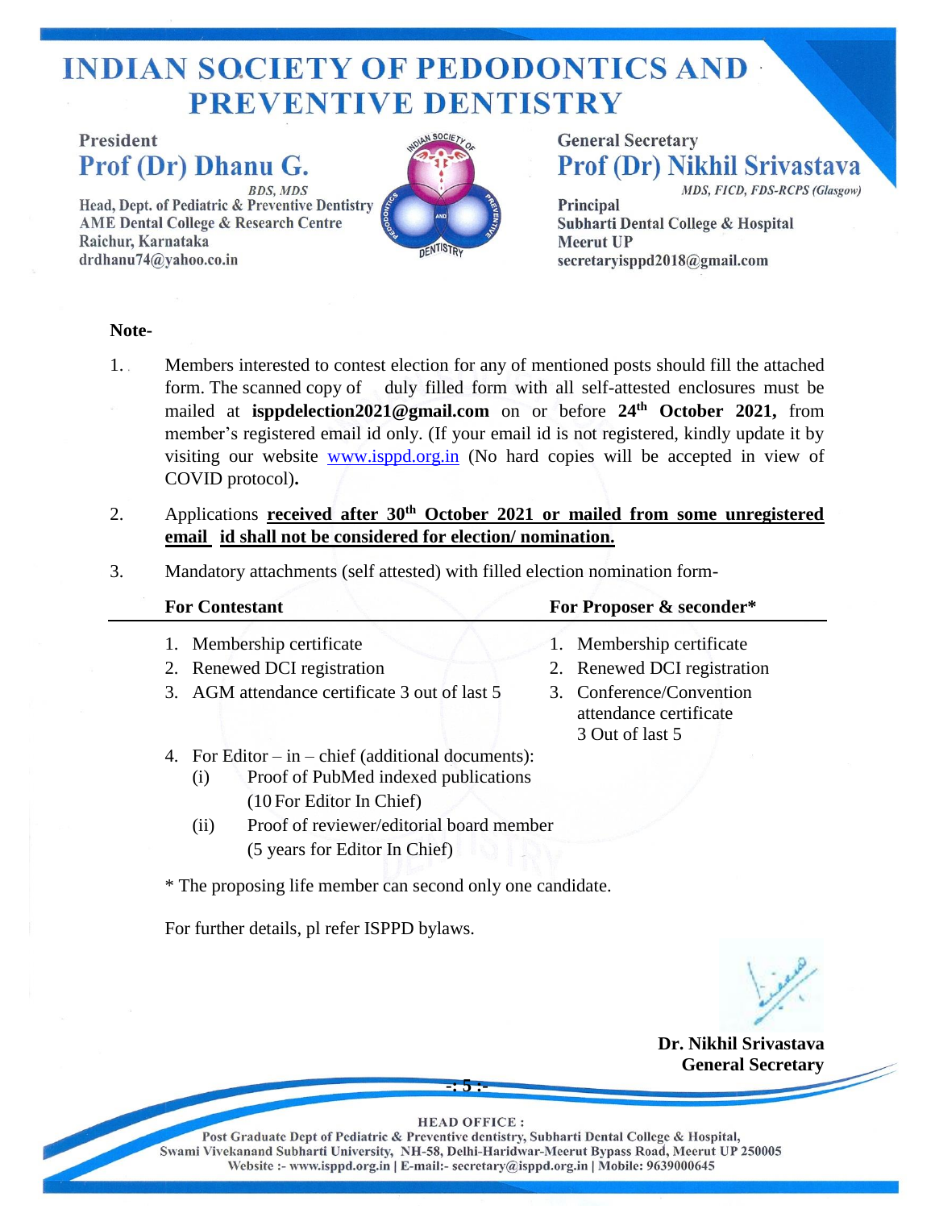# INDIAN SOCIETY OF PEDODONTICS AND PREVENTIVE DENTISTRY

**President**
**Prof (Dr) Dhanu G.**
*BDS, MDS*
Head, Dept. of Pediatric & Preventive Dentistry
AME Dental College & Research Centre
Raichur, Karnataka
drdhanu74@yahoo.co.in

**General Secretary**
**Prof (Dr) Nikhil Srivastava**
*MDS, FICD, FDS-RCPS (Glasgow)*
Principal
Subharti Dental College & Hospital
Meerut UP
secretaryisppd2018@gmail.com

**Note-**

1. Members interested to contest election for any of mentioned posts should fill the attached form. The scanned copy of duly filled form with all self-attested enclosures must be mailed at **isppdelection2021@gmail.com** on or before **24th October 2021,** from member's registered email id only. (If your email id is not registered, kindly update it by visiting our website www.isppd.org.in (No hard copies will be accepted in view of COVID protocol)**.**

2. Applications **received after 30th October 2021 or mailed from some unregistered email id shall not be considered for election/ nomination.**

3. Mandatory attachments (self attested) with filled election nomination form-

| For Contestant | For Proposer & seconder* |
|---|---|
| 1. Membership certificate | 1. Membership certificate |
| 2. Renewed DCI registration | 2. Renewed DCI registration |
| 3. AGM attendance certificate 3 out of last 5 | 3. Conference/Convention attendance certificate 3 Out of last 5 |

4. For Editor – in – chief (additional documents):
   - (i) Proof of PubMed indexed publications (10 For Editor In Chief)
   - (ii) Proof of reviewer/editorial board member (5 years for Editor In Chief)

\* The proposing life member can second only one candidate.

For further details, pl refer ISPPD bylaws.

**Dr. Nikhil Srivastava**
**General Secretary**

HEAD OFFICE :
Post Graduate Dept of Pediatric & Preventive dentistry, Subharti Dental College & Hospital,
Swami Vivekanand Subharti University, NH-58, Delhi-Haridwar-Meerut Bypass Road, Meerut UP 250005
Website :- www.isppd.org.in | E-mail:- secretary@isppd.org.in | Mobile: 9639000645